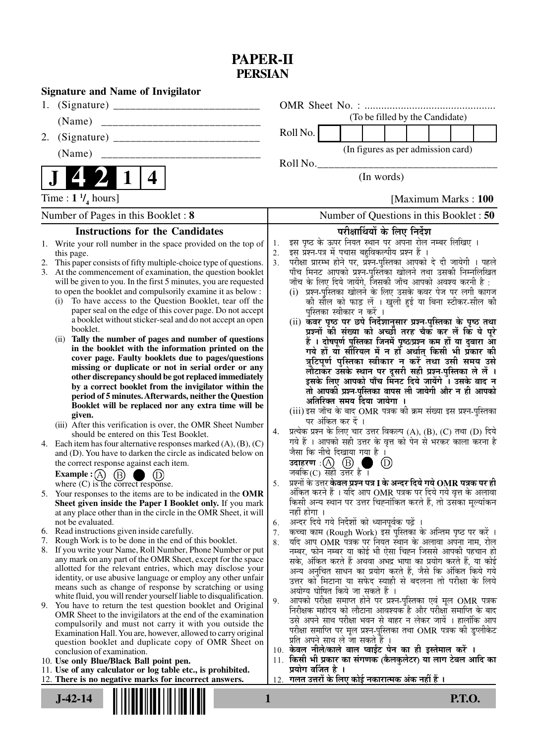# PAPER-II
## PERSIAN

**Signature and Name of Invigilator**

1. (Signature) __________________________

   (Name) __________________________

2. (Signature) __________________________

   (Name) __________________________

OMR Sheet No. : ...............................................
(To be filled by the Candidate)

Roll No. | | | | | | | | |
(In figures as per admission card)

Roll No.________________________________
(In words)

**J 4 2 1 4**

Time : **1 1/4 hours**] [Maximum Marks : **100**

Number of Pages in this Booklet : **8**

Number of Questions in this Booklet : **50**

### Instructions for the Candidates

1. Write your roll number in the space provided on the top of this page.
2. This paper consists of fifty multiple-choice type of questions.
3. At the commencement of examination, the question booklet will be given to you. In the first 5 minutes, you are requested to open the booklet and compulsorily examine it as below :
   (i) To have access to the Question Booklet, tear off the paper seal on the edge of this cover page. Do not accept a booklet without sticker-seal and do not accept an open booklet.
   (ii) **Tally the number of pages and number of questions in the booklet with the information printed on the cover page. Faulty booklets due to pages/questions missing or duplicate or not in serial order or any other discrepancy should be got replaced immediately by a correct booklet from the invigilator within the period of 5 minutes. Afterwards, neither the Question Booklet will be replaced nor any extra time will be given.**
   (iii) After this verification is over, the OMR Sheet Number should be entered on this Test Booklet.
4. Each item has four alternative responses marked (A), (B), (C) and (D). You have to darken the circle as indicated below on the correct response against each item.
   **Example :** (A) (B) ● (D)
   where (C) is the correct response.
5. Your responses to the items are to be indicated in the **OMR Sheet given inside the Paper I Booklet only.** If you mark at any place other than in the circle in the OMR Sheet, it will not be evaluated.
6. Read instructions given inside carefully.
7. Rough Work is to be done in the end of this booklet.
8. If you write your Name, Roll Number, Phone Number or put any mark on any part of the OMR Sheet, except for the space allotted for the relevant entries, which may disclose your identity, or use abusive language or employ any other unfair means such as change of response by scratching or using white fluid, you will render yourself liable to disqualification.
9. You have to return the test question booklet and Original OMR Sheet to the invigilators at the end of the examination compulsorily and must not carry it with you outside the Examination Hall. You are, however, allowed to carry original question booklet and duplicate copy of OMR Sheet on conclusion of examination.
10. **Use only Blue/Black Ball point pen.**
11. **Use of any calculator or log table etc., is prohibited.**
12. **There is no negative marks for incorrect answers.**

### परीक्षार्थियों के लिए निर्देश

1. इस पृष्ठ के ऊपर नियत स्थान पर अपना रोल नम्बर लिखिए ।
2. इस प्रश्न-पत्र में पचास बहुविकल्पीय प्रश्न हैं ।
3. परीक्षा प्रारम्भ होने पर, प्रश्न-पुस्तिका आपको दे दी जायेगी । पहले पाँच मिनट आपको प्रश्न-पुस्तिका खोलने तथा उसकी निम्नलिखित जाँच के लिए दिये जायेंगे, जिसकी जाँच आपको अवश्य करनी है :
   (i) प्रश्न-पुस्तिका खोलने के लिए उसके कवर पेज पर लगी कागज की सील को फाड़ लें । खुली हुई या बिना स्टीकर-सील की पुस्तिका स्वीकार न करें ।
   (ii) **कवर पृष्ठ पर छपे निर्देशानुसार प्रश्न-पुस्तिका के पृष्ठ तथा प्रश्नों की संख्या को अच्छी तरह चैक कर लें कि ये पूरे हैं । दोषपूर्ण पुस्तिका जिनमें पृष्ठ/प्रश्न कम हों या दुबारा आ गये हों या सीरियल में न हों अर्थात् किसी भी प्रकार की त्रुटिपूर्ण पुस्तिका स्वीकार न करें तथा उसी समय उसे लौटाकर उसके स्थान पर दूसरी सही प्रश्न-पुस्तिका ले लें । इसके लिए आपको पाँच मिनट दिये जायेंगे । उसके बाद न तो आपकी प्रश्न-पुस्तिका वापस ली जायेगी और न ही आपको अतिरिक्त समय दिया जायेगा ।**
   (iii) इस जाँच के बाद OMR पत्रक की क्रम संख्या इस प्रश्न-पुस्तिका पर अंकित कर दें ।
4. प्रत्येक प्रश्न के लिए चार उत्तर विकल्प (A), (B), (C) तथा (D) दिये गये हैं । आपको सही उत्तर के वृत्त को पेन से भरकर काला करना है जैसा कि नीचे दिखाया गया है ।
   **उदाहरण :** (A) (B) ● (D)
   जबकि (C) सही उत्तर है ।
5. प्रश्नों के उत्तर **केवल प्रश्न पत्र I के अन्दर दिये गये OMR पत्रक पर ही** अंकित करने हैं । यदि आप OMR पत्रक पर दिये गये वृत्त के अलावा किसी अन्य स्थान पर उत्तर चिह्नांकित करते हैं, तो उसका मूल्यांकन नहीं होगा ।
6. अन्दर दिये गये निर्देशों को ध्यानपूर्वक पढ़ें ।
7. कच्चा काम (Rough Work) इस पुस्तिका के अन्तिम पृष्ठ पर करें ।
8. यदि आप OMR पत्रक पर नियत स्थान के अलावा अपना नाम, रोल नम्बर, फोन नम्बर या कोई भी ऐसा चिह्न जिससे आपकी पहचान हो सके, अंकित करते हैं अथवा अभद्र भाषा का प्रयोग करते हैं, या कोई अन्य अनुचित साधन का प्रयोग करते हैं, जैसे कि अंकित किये गये उत्तर को मिटाना या सफेद स्याही से बदलना तो परीक्षा के लिये अयोग्य घोषित किये जा सकते हैं ।
9. आपको परीक्षा समाप्त होने पर प्रश्न-पुस्तिका एवं मूल OMR पत्रक निरीक्षक महोदय को लौटाना आवश्यक है और परीक्षा समाप्ति के बाद उसे अपने साथ परीक्षा भवन से बाहर न लेकर जायें । हालांकि आप परीक्षा समाप्ति पर मूल प्रश्न-पुस्तिका तथा OMR पत्रक की डुप्लीकेट प्रति अपने साथ ले जा सकते हैं ।
10. **केवल नीले/काले बाल प्वाईंट पेन का ही इस्तेमाल करें ।**
11. **किसी भी प्रकार का संगणक (कैलकुलेटर) या लाग टेबल आदि का प्रयोग वर्जित है ।**
12. **गलत उत्तरों के लिए कोई नकारात्मक अंक नहीं हैं ।**

**J-42-14** **P.T.O.**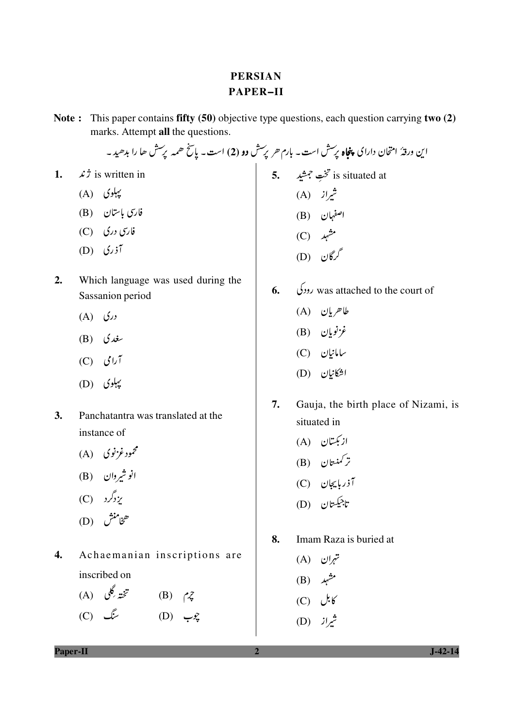# PERSIAN
## PAPER–II

**Note :** This paper contains **fifty (50)** objective type questions, each question carrying **two (2)** marks. Attempt **all** the questions.

این ورقهٔ امتحان دارای **پنجاه** پرسش است ۔ بارم هر پرسش **دو (2)** است ۔ پاسخ همه پرسش ها را بدهید ۔

1. ژند is written in
   - (A) پهلوی
   - (B) فارسی باستان
   - (C) فارسی دری
   - (D) آذری

2. Which language was used during the Sassanion period
   - (A) دری
   - (B) سغدی
   - (C) آرامی
   - (D) پهلوی

3. Panchatantra was translated at the instance of
   - (A) محمود غزنوی
   - (B) انوشیروان
   - (C) یزدگرد
   - (D) هخامنش

4. Achaemanian inscriptions are inscribed on
   - (A) تختهٔ گلی
   - (B) چرم
   - (C) سنگ
   - (D) چوب

5. تختِ جمشید is situated at
   - (A) شیراز
   - (B) اصفهان
   - (C) مشهد
   - (D) گرگان

6. رودکی was attached to the court of
   - (A) طاهریان
   - (B) غزنویان
   - (C) سامانیان
   - (D) اشکانیان

7. Gauja, the birth place of Nizami, is situated in
   - (A) ازبکستان
   - (B) ترکمنستان
   - (C) آذربایجان
   - (D) تاجیکستان

8. Imam Raza is buried at
   - (A) تهران
   - (B) مشهد
   - (C) کابل
   - (D) شیراز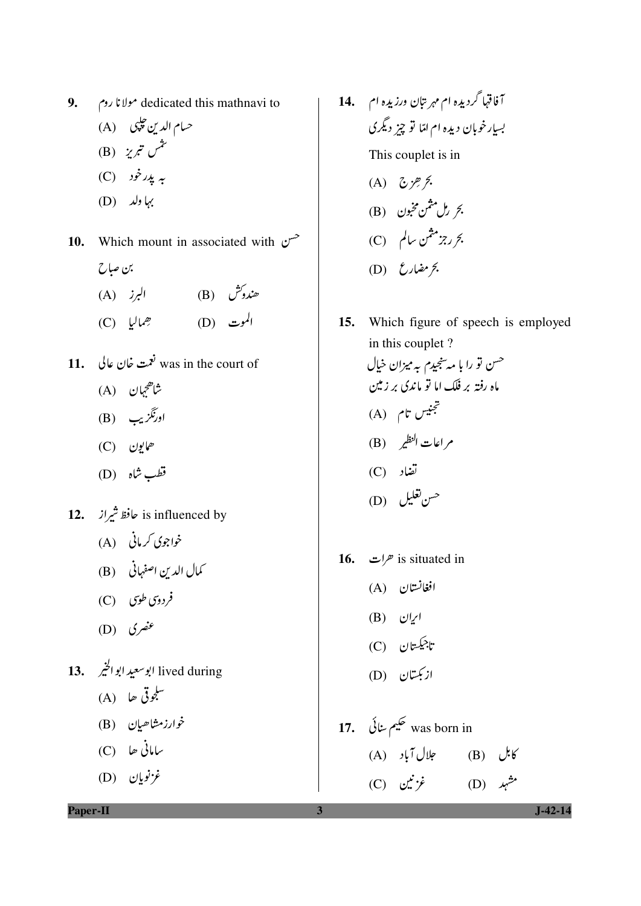9. مولانا روم dedicated this mathnavi to

(A) حسام الدین چلپی

(B) شمس تبریز

(C) به پدر خود

(D) بہا ولد

10. Which mount in associated with حسن بن صباح

(A) البرز
(B) هندوکش
(C) همالیا
(D) الموت

11. نعمت خان عالی was in the court of

(A) شاهجهان

(B) اورنگزیب

(C) همایون

(D) قطب شاه

12. حافظ شیراز is influenced by

(A) خواجوی کرمانی

(B) کمال الدین اصفهانی

(C) فردوسی طوسی

(D) عنصری

13. ابوسعید ابوالخیر lived during

(A) سلجوقی ها

(B) خوارزمشاهیان

(C) سامانی ها

(D) غزنویان

14. آفاقها گردیده ام مهر بتان ورزیده ام
بسیار خوبان دیده ام اما تو چیز دیگری

This couplet is in

(A) بحر هزج

(B) بحر رمل مثمن مخبون

(C) بحر رجز مثمن سالم

(D) بحر مضارع

15. Which figure of speech is employed in this couplet ?

حسن تو را با مه سنجیدم به میزان خیال
ماه رفته بر فلک اما تو ماندی بر زمین

(A) تجنیس تام

(B) مراعات النظیر

(C) تضاد

(D) حسن تعلیل

16. هرات is situated in

(A) افغانستان

(B) ایران

(C) تاجیکستان

(D) ازبکستان

17. حکیم سنائی was born in

(A) جلال آباد
(B) کابل
(C) غزنین
(D) مشهد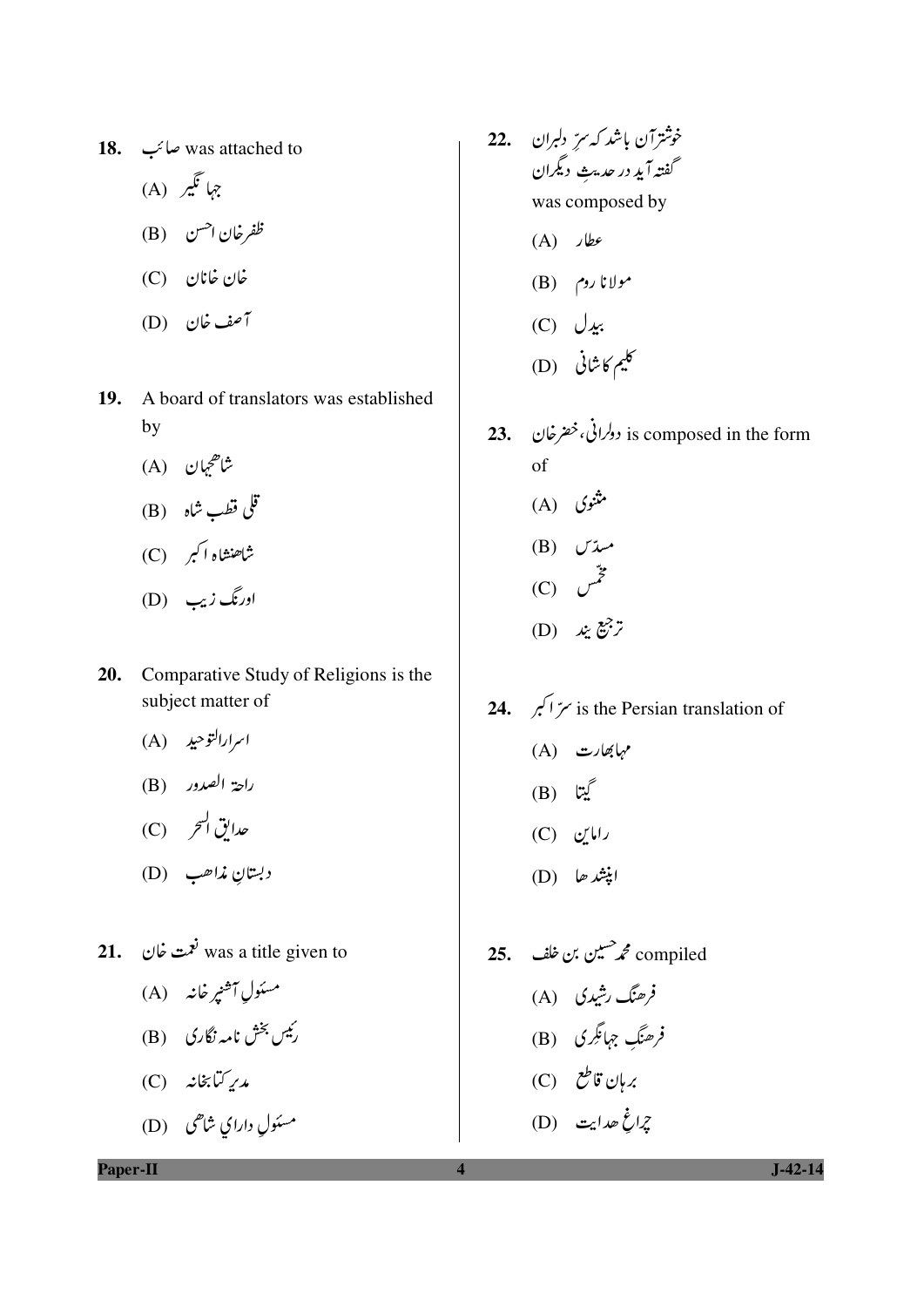18. صائب was attached to

(A) جہانگیر

(B) ظفرخان احسن

(C) خان خانان

(D) آصف خان

19. A board of translators was established by

(A) شاھجہان

(B) قلی قطب شاہ

(C) شاھنشاہ اکبر

(D) اورنگ زیب

20. Comparative Study of Religions is the subject matter of

(A) اسرارالتوحید

(B) راحۃ الصدور

(C) حدایق السحر

(D) دبستانِ مذاھب

21. نعمت خان was a title given to

(A) مسئولِ آشپزخانہ

(B) رئیس بخش نامہ نگاری

(C) مدیر کتابخانہ

(D) مسئولِ دارایِ شاھی

22. خوشتر آن باشد کہ سرِّ دلبران
گفتہ آید در حدیثِ دیگران

was composed by

(A) عطار

(B) مولانا روم

(C) بیدل

(D) کلیم کاشانی

23. دولرانی، خضرخان is composed in the form of

(A) مثنوی

(B) مسدّس

(C) مخمّس

(D) ترجیع بند

24. سرّ اکبر is the Persian translation of

(A) مہابھارت

(B) گیتا

(C) راماین

(D) اپنشدھا

25. محمد حسین بن خلف compiled

(A) فرھنگ رشیدی

(B) فرھنگِ جہانگری

(C) برہان قاطع

(D) چراغِ ھدایت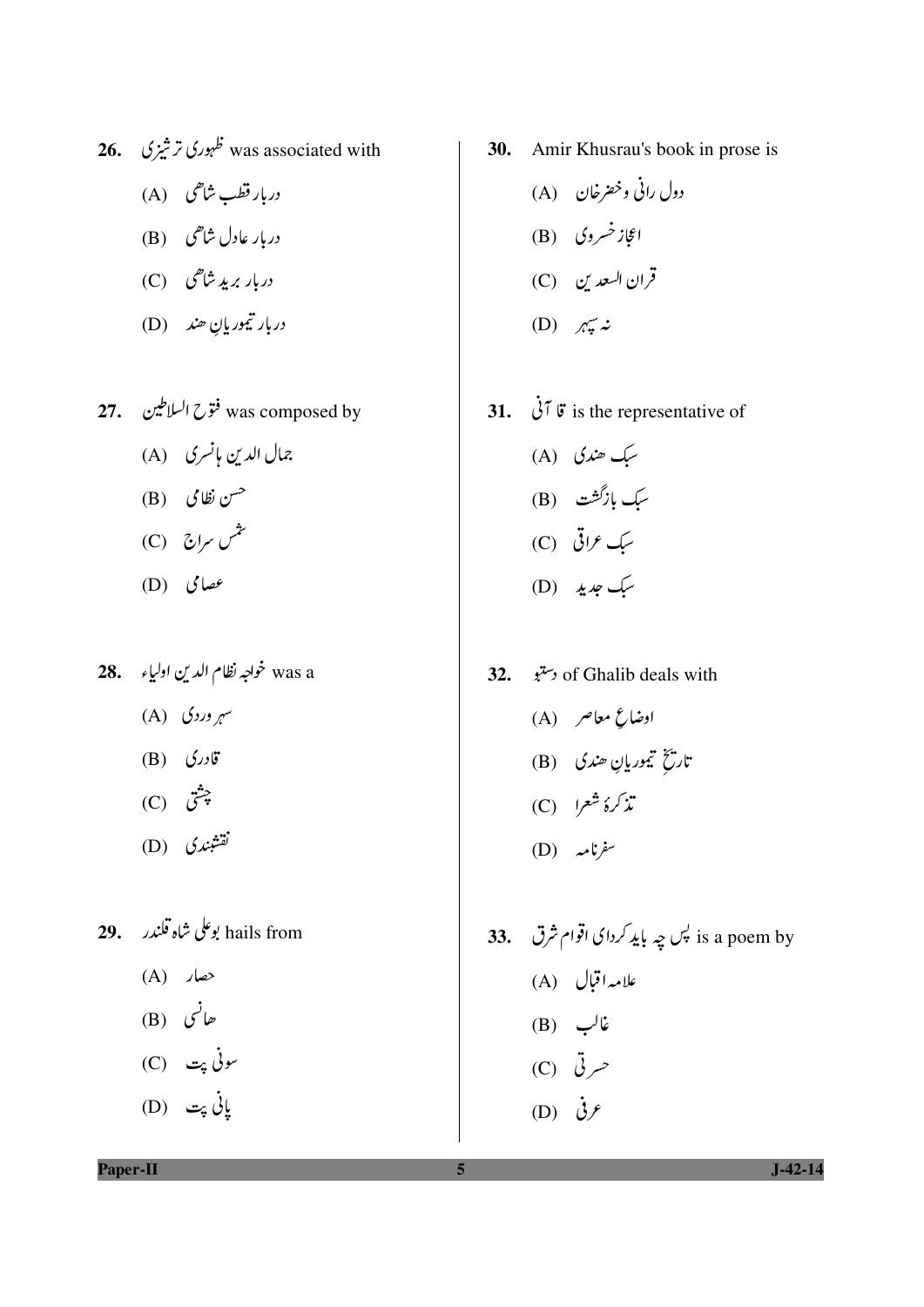26. ظہوری ترشیزی was associated with

(A) دربار قطب شاھی

(B) دربار عادل شاھی

(C) دربار برید شاھی

(D) دربار تیموریانِ ھند

27. فتوح السلاطین was composed by

(A) جمال الدین ہانسری

(B) حسن نظامی

(C) شمس سراج

(D) عصامی

28. خواجہ نظام الدین اولیاء was a

(A) سہروردی

(B) قادری

(C) چشتی

(D) نقشبندی

29. بوعلی شاہ قلندر hails from

(A) حصار

(B) ھانسی

(C) سونی پت

(D) پانی پت

30. Amir Khusrau's book in prose is

(A) دول رانی وخضرخان

(B) اعجازخسروی

(C) قران السعدین

(D) نہ سپہر

31. قا آنی is the representative of

(A) سبک ھندی

(B) سبک بازگشت

(C) سبک عراقی

(D) سبک جدید

32. دستنبو of Ghalib deals with

(A) اوضاعِ معاصر

(B) تاریخِ تیموریانِ ھندی

(C) تذکرۂ شعرا

(D) سفرنامہ

33. پس چہ باید کردای اقوام شرق is a poem by

(A) علامہ اقبال

(B) غالب

(C) حسرتی

(D) عرفی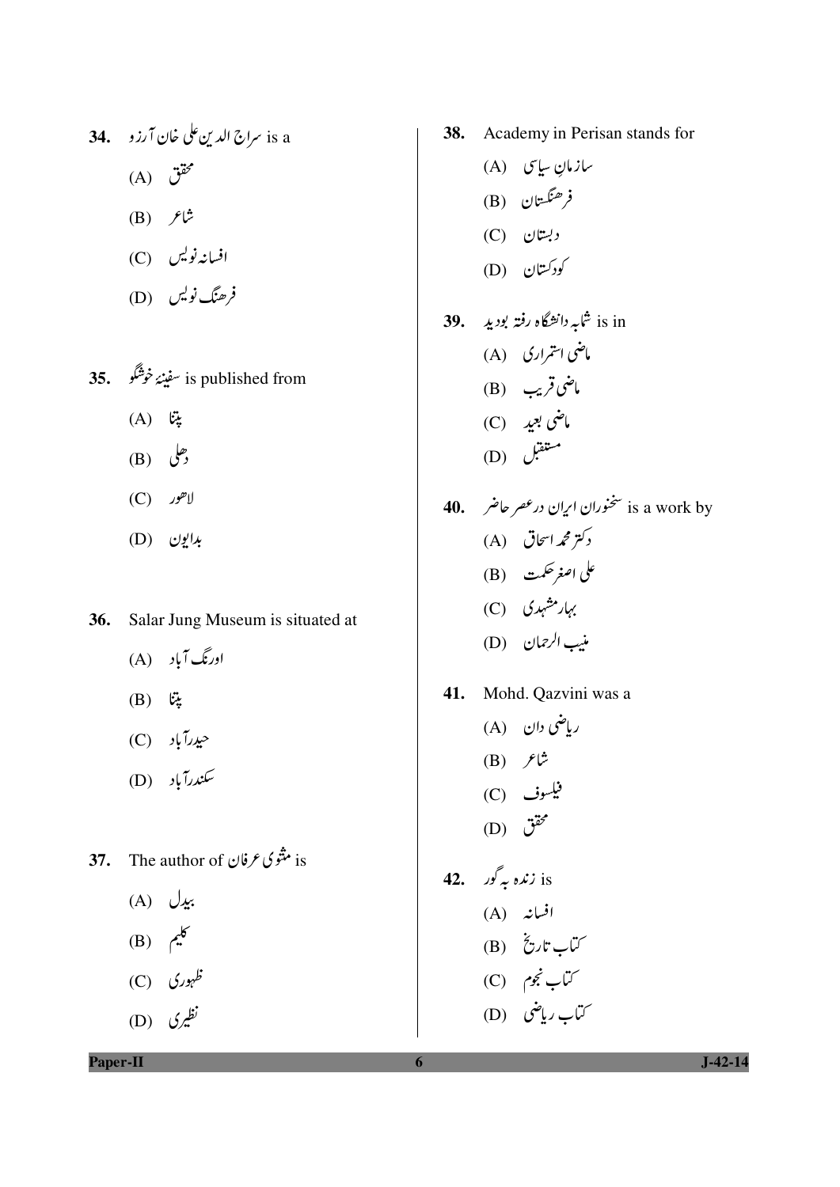**34.** سراج الدین علی خان آرزو is a

(A) محقق

(B) شاعر

(C) افسانہ نویس

(D) فرھنگ نویس

**35.** سفینۂ خوشگو is published from

(A) پٹنا

(B) دھلی

(C) لاھور

(D) بدایون

**36.** Salar Jung Museum is situated at

(A) اورنگ آباد

(B) پٹنا

(C) حیدرآباد

(D) سکندرآباد

**37.** The author of مثنوی عرفان is

(A) بیدل

(B) کلیم

(C) ظھوری

(D) نظیری

**38.** Academy in Perisan stands for

(A) سازمانِ سیاسی

(B) فرھنگستان

(C) دبستان

(D) کودکستان

**39.** شما بہ دانشگاہ رفتہ بودید is in

(A) ماضی استمراری

(B) ماضی قریب

(C) ماضی بعید

(D) مستقبل

**40.** سخنوران ایران درعصر حاضر is a work by

(A) دکتر محمد اسحاق

(B) علی اصغر حکمت

(C) بہار مشھدی

(D) منیب الرحمان

**41.** Mohd. Qazvini was a

(A) ریاضی دان

(B) شاعر

(C) فیلسوف

(D) محقق

**42.** زندہ بہ گور is

(A) افسانہ

(B) کتاب تاریخ

(C) کتاب نجوم

(D) کتاب ریاضی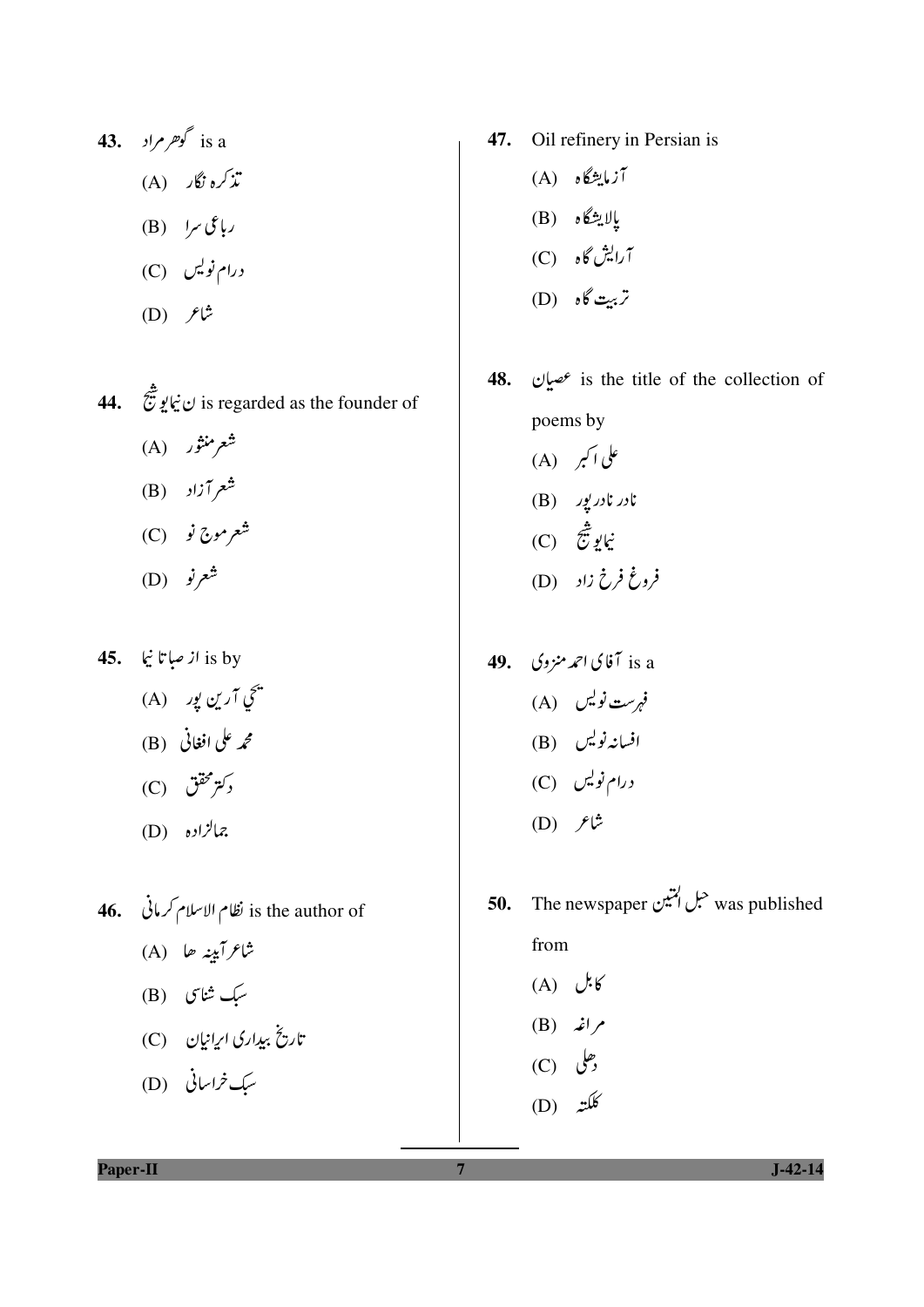43. گوهر مراد is a

(A) تذکره نگار

(B) رباعی سرا

(C) درام نویس

(D) شاعر

44. ن نیمایوشیج is regarded as the founder of

(A) شعر منثور

(B) شعر آزاد

(C) شعر موج نو

(D) شعر نو

45. از صبا تا نیما is by

(A) یحیی آرین پور

(B) محمد علی افغانی

(C) دکتر محقق

(D) جمالزاده

46. نظام الاسلام کرمانی is the author of

(A) شاعر آیینه ها

(B) سبک شناسی

(C) تاریخ بیداری ایرانیان

(D) سبک خراسانی

47. Oil refinery in Persian is

(A) آزمایشگاه

(B) پالایشگاه

(C) آرایش گاه

(D) تربیت گاه

48. عصیان is the title of the collection of poems by

(A) علی اکبر

(B) نادر نادرپور

(C) نیمایوشیج

(D) فروغ فرخ زاد

49. آقای احمد منزوی is a

(A) فهرست نویس

(B) افسانه نویس

(C) درام نویس

(D) شاعر

50. The newspaper حبل المتین was published from

(A) کابل

(B) مراغه

(C) دهلی

(D) کلکته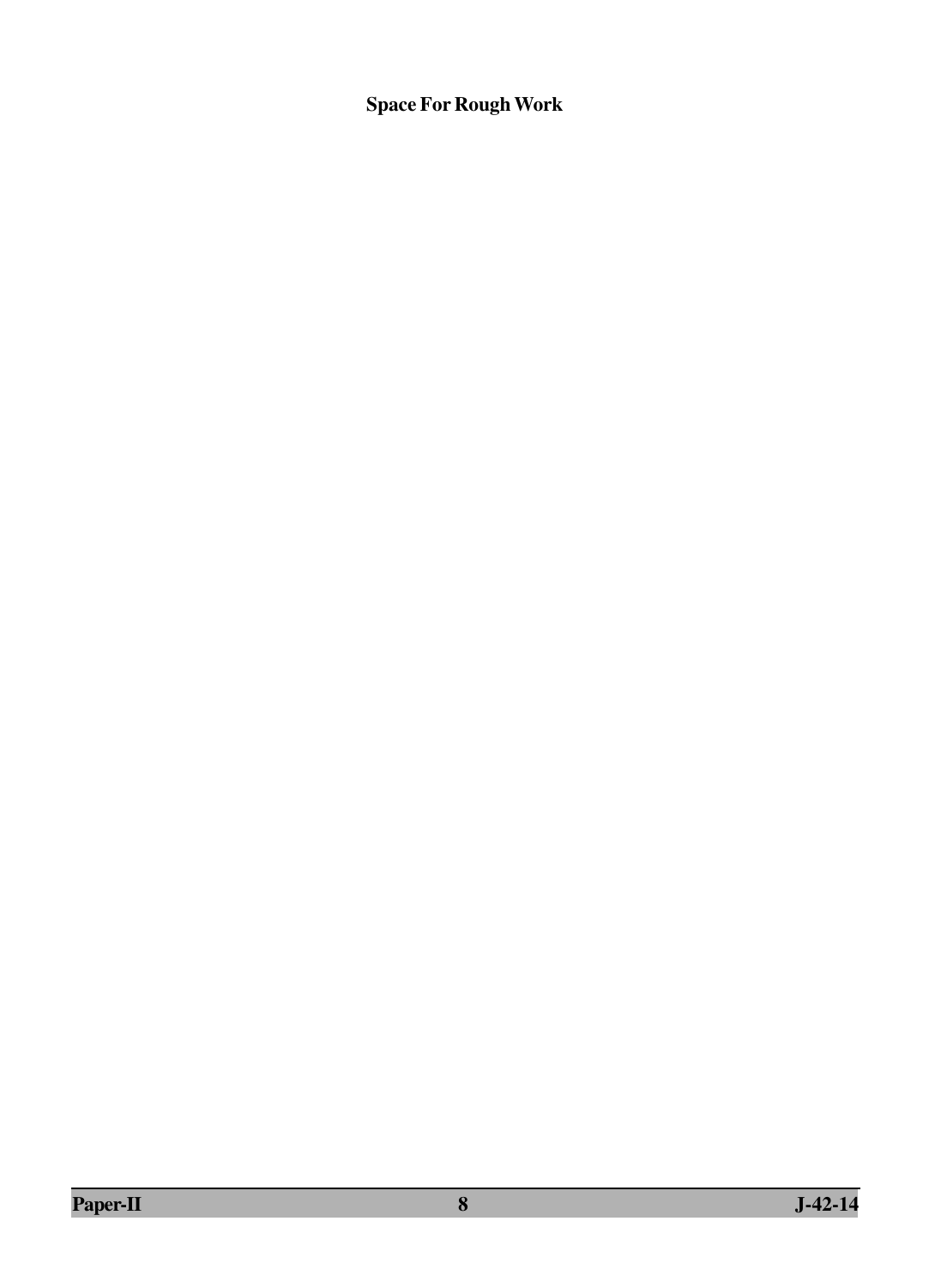**Space For Rough Work**